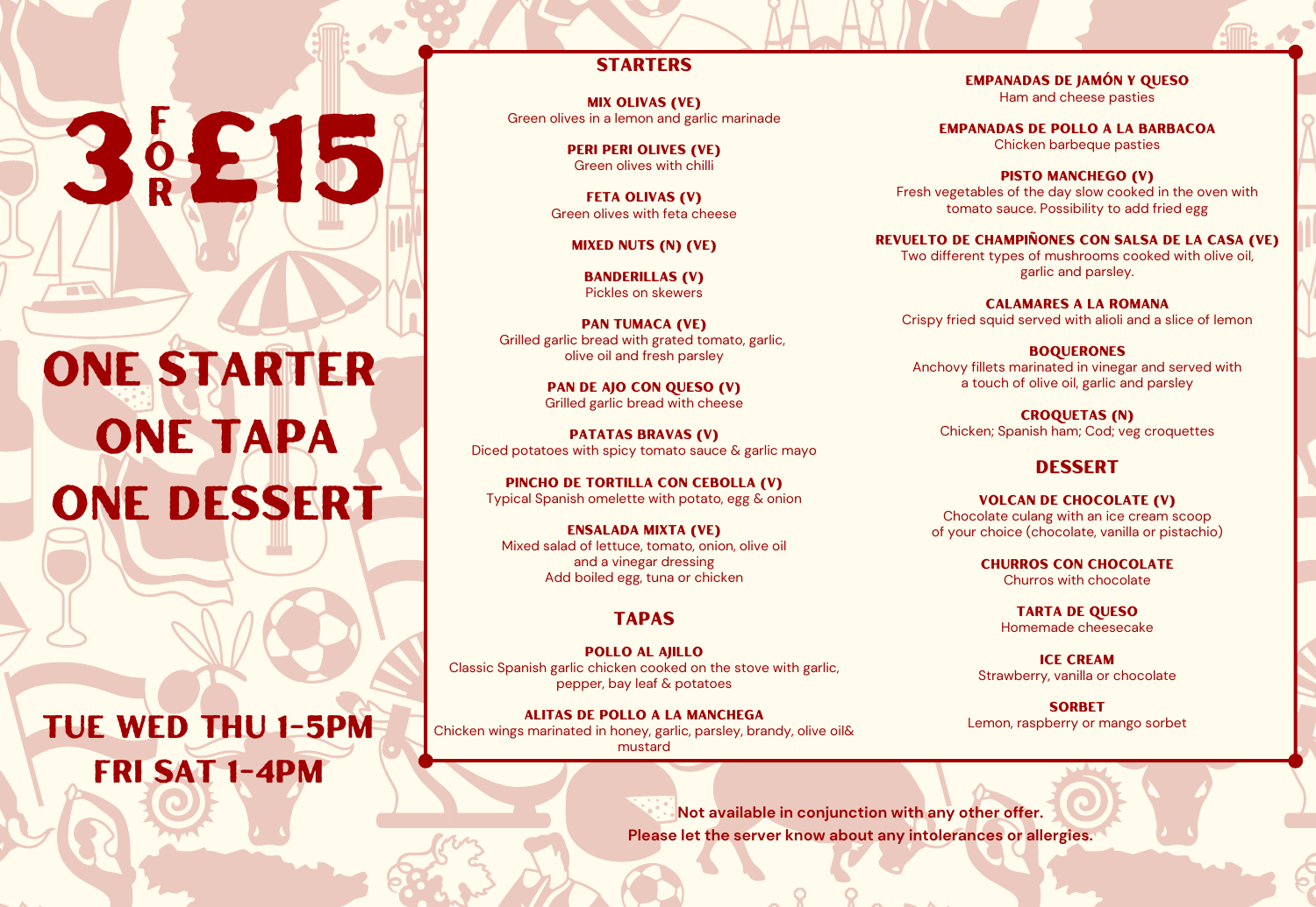# 3 FOR £15

# ONE STARTER
# ONE TAPA
# ONE DESSERT

## TUE WED THU 1-5PM
## FRI SAT 1-4PM

## STARTERS

**MIX OLIVAS (VE)**
Green olives in a lemon and garlic marinade

**PERI PERI OLIVES (VE)**
Green olives with chilli

**FETA OLIVAS (V)**
Green olives with feta cheese

**MIXED NUTS (N) (VE)**

**BANDERILLAS (V)**
Pickles on skewers

**PAN TUMACA (VE)**
Grilled garlic bread with grated tomato, garlic, olive oil and fresh parsley

**PAN DE AJO CON QUESO (V)**
Grilled garlic bread with cheese

**PATATAS BRAVAS (V)**
Diced potatoes with spicy tomato sauce & garlic mayo

**PINCHO DE TORTILLA CON CEBOLLA (V)**
Typical Spanish omelette with potato, egg & onion

**ENSALADA MIXTA (VE)**
Mixed salad of lettuce, tomato, onion, olive oil and a vinegar dressing
Add boiled egg, tuna or chicken

## TAPAS

**POLLO AL AJILLO**
Classic Spanish garlic chicken cooked on the stove with garlic, pepper, bay leaf & potatoes

**ALITAS DE POLLO A LA MANCHEGA**
Chicken wings marinated in honey, garlic, parsley, brandy, olive oil& mustard

**EMPANADAS DE JAMÓN Y QUESO**
Ham and cheese pasties

**EMPANADAS DE POLLO A LA BARBACOA**
Chicken barbeque pasties

**PISTO MANCHEGO (V)**
Fresh vegetables of the day slow cooked in the oven with tomato sauce. Possibility to add fried egg

**REVUELTO DE CHAMPIÑONES CON SALSA DE LA CASA (VE)**
Two different types of mushrooms cooked with olive oil, garlic and parsley.

**CALAMARES A LA ROMANA**
Crispy fried squid served with alioli and a slice of lemon

**BOQUERONES**
Anchovy fillets marinated in vinegar and served with a touch of olive oil, garlic and parsley

**CROQUETAS (N)**
Chicken; Spanish ham; Cod; veg croquettes

## DESSERT

**VOLCAN DE CHOCOLATE (V)**
Chocolate culang with an ice cream scoop of your choice (chocolate, vanilla or pistachio)

**CHURROS CON CHOCOLATE**
Churros with chocolate

**TARTA DE QUESO**
Homemade cheesecake

**ICE CREAM**
Strawberry, vanilla or chocolate

**SORBET**
Lemon, raspberry or mango sorbet

**Not available in conjunction with any other offer.**
**Please let the server know about any intolerances or allergies.**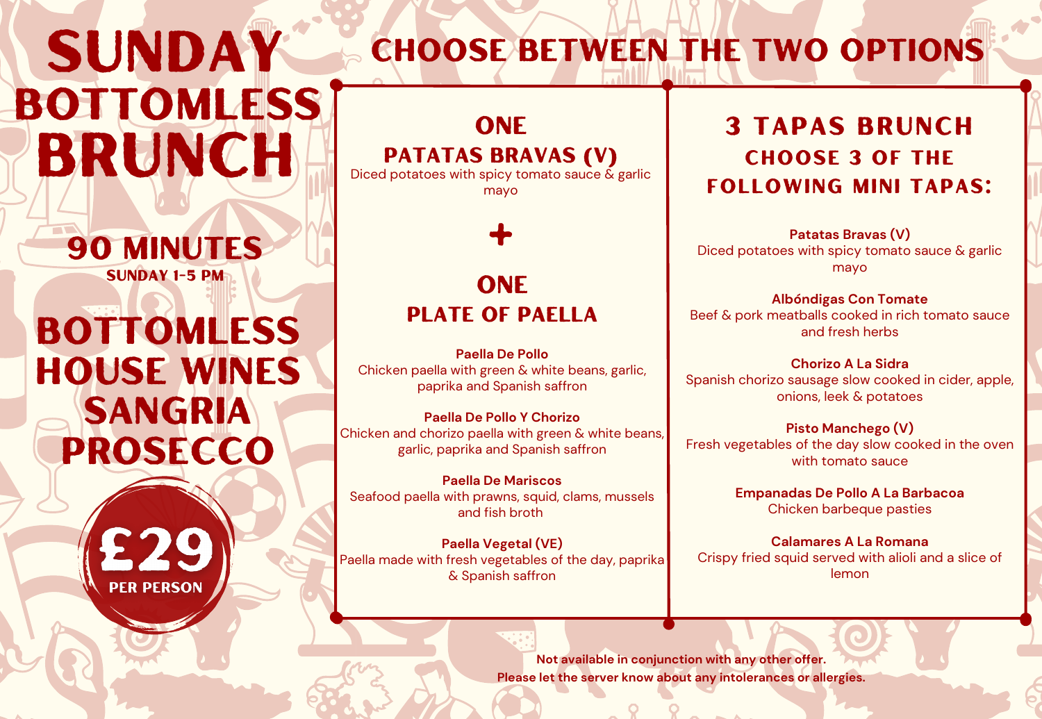# SUNDAY BOTTOMLESS BRUNCH

## 90 MINUTES

**SUNDAY 1-5 PM**

## BOTTOMLESS HOUSE WINES SANGRIA PROSECCO

**£29**
**PER PERSON**

# CHOOSE BETWEEN THE TWO OPTIONS

## ONE PATATAS BRAVAS (V)

Diced potatoes with spicy tomato sauce & garlic mayo

+

## ONE PLATE OF PAELLA

**Paella De Pollo**
Chicken paella with green & white beans, garlic, paprika and Spanish saffron

**Paella De Pollo Y Chorizo**
Chicken and chorizo paella with green & white beans, garlic, paprika and Spanish saffron

**Paella De Mariscos**
Seafood paella with prawns, squid, clams, mussels and fish broth

**Paella Vegetal (VE)**
Paella made with fresh vegetables of the day, paprika & Spanish saffron

## 3 TAPAS BRUNCH

### CHOOSE 3 OF THE FOLLOWING MINI TAPAS:

**Patatas Bravas (V)**
Diced potatoes with spicy tomato sauce & garlic mayo

**Albóndigas Con Tomate**
Beef & pork meatballs cooked in rich tomato sauce and fresh herbs

**Chorizo A La Sidra**
Spanish chorizo sausage slow cooked in cider, apple, onions, leek & potatoes

**Pisto Manchego (V)**
Fresh vegetables of the day slow cooked in the oven with tomato sauce

**Empanadas De Pollo A La Barbacoa**
Chicken barbeque pasties

**Calamares A La Romana**
Crispy fried squid served with alioli and a slice of lemon

**Not available in conjunction with any other offer.**
**Please let the server know about any intolerances or allergies.**